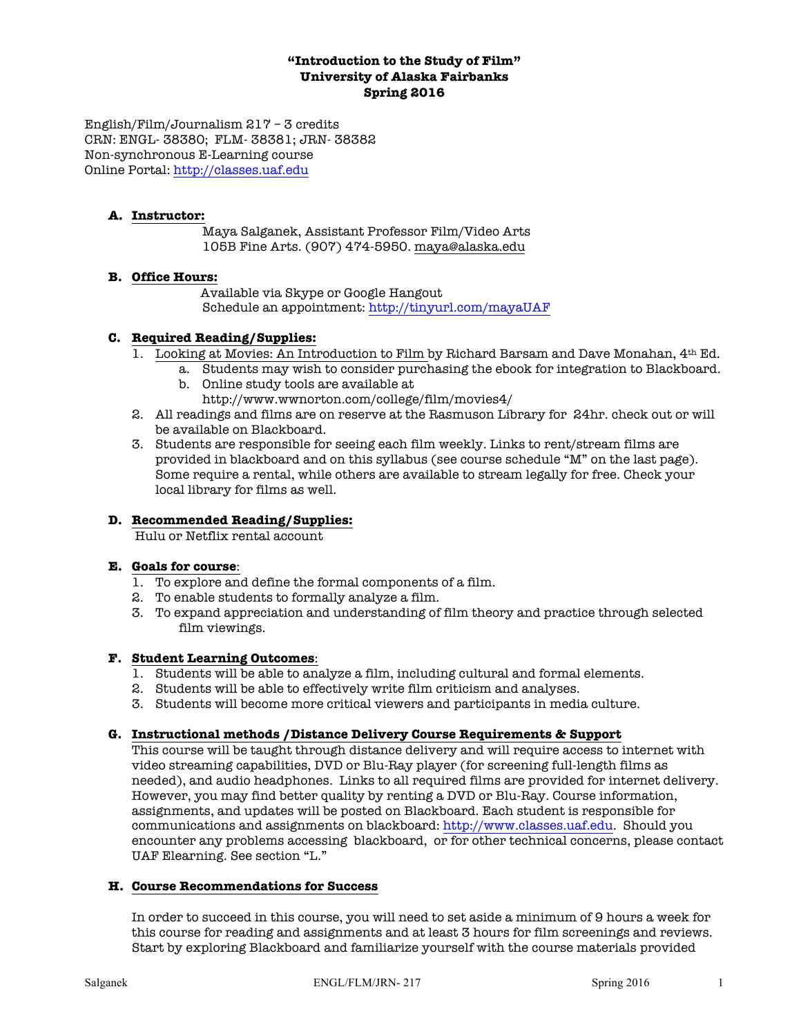**"Introduction to the Study of Film"**
**University of Alaska Fairbanks**
**Spring 2016**

English/Film/Journalism 217 – 3 credits
CRN: ENGL- 38380; FLM- 38381; JRN- 38382
Non-synchronous E-Learning course
Online Portal: http://classes.uaf.edu

**A. Instructor:**

Maya Salganek, Assistant Professor Film/Video Arts
105B Fine Arts. (907) 474-5950. maya@alaska.edu

**B. Office Hours:**

Available via Skype or Google Hangout
Schedule an appointment: http://tinyurl.com/mayaUAF

**C. Required Reading/Supplies:**

1. Looking at Movies: An Introduction to Film by Richard Barsam and Dave Monahan, 4th Ed.
   a. Students may wish to consider purchasing the ebook for integration to Blackboard.
   b. Online study tools are available at http://www.wwnorton.com/college/film/movies4/
2. All readings and films are on reserve at the Rasmuson Library for 24hr. check out or will be available on Blackboard.
3. Students are responsible for seeing each film weekly. Links to rent/stream films are provided in blackboard and on this syllabus (see course schedule "M" on the last page). Some require a rental, while others are available to stream legally for free. Check your local library for films as well.

**D. Recommended Reading/Supplies:**

Hulu or Netflix rental account

**E. Goals for course:**

1. To explore and define the formal components of a film.
2. To enable students to formally analyze a film.
3. To expand appreciation and understanding of film theory and practice through selected film viewings.

**F. Student Learning Outcomes:**

1. Students will be able to analyze a film, including cultural and formal elements.
2. Students will be able to effectively write film criticism and analyses.
3. Students will become more critical viewers and participants in media culture.

**G. Instructional methods /Distance Delivery Course Requirements & Support**

This course will be taught through distance delivery and will require access to internet with video streaming capabilities, DVD or Blu-Ray player (for screening full-length films as needed), and audio headphones. Links to all required films are provided for internet delivery. However, you may find better quality by renting a DVD or Blu-Ray. Course information, assignments, and updates will be posted on Blackboard. Each student is responsible for communications and assignments on blackboard: http://www.classes.uaf.edu. Should you encounter any problems accessing blackboard, or for other technical concerns, please contact UAF Elearning. See section "L."

**H. Course Recommendations for Success**

In order to succeed in this course, you will need to set aside a minimum of 9 hours a week for this course for reading and assignments and at least 3 hours for film screenings and reviews. Start by exploring Blackboard and familiarize yourself with the course materials provided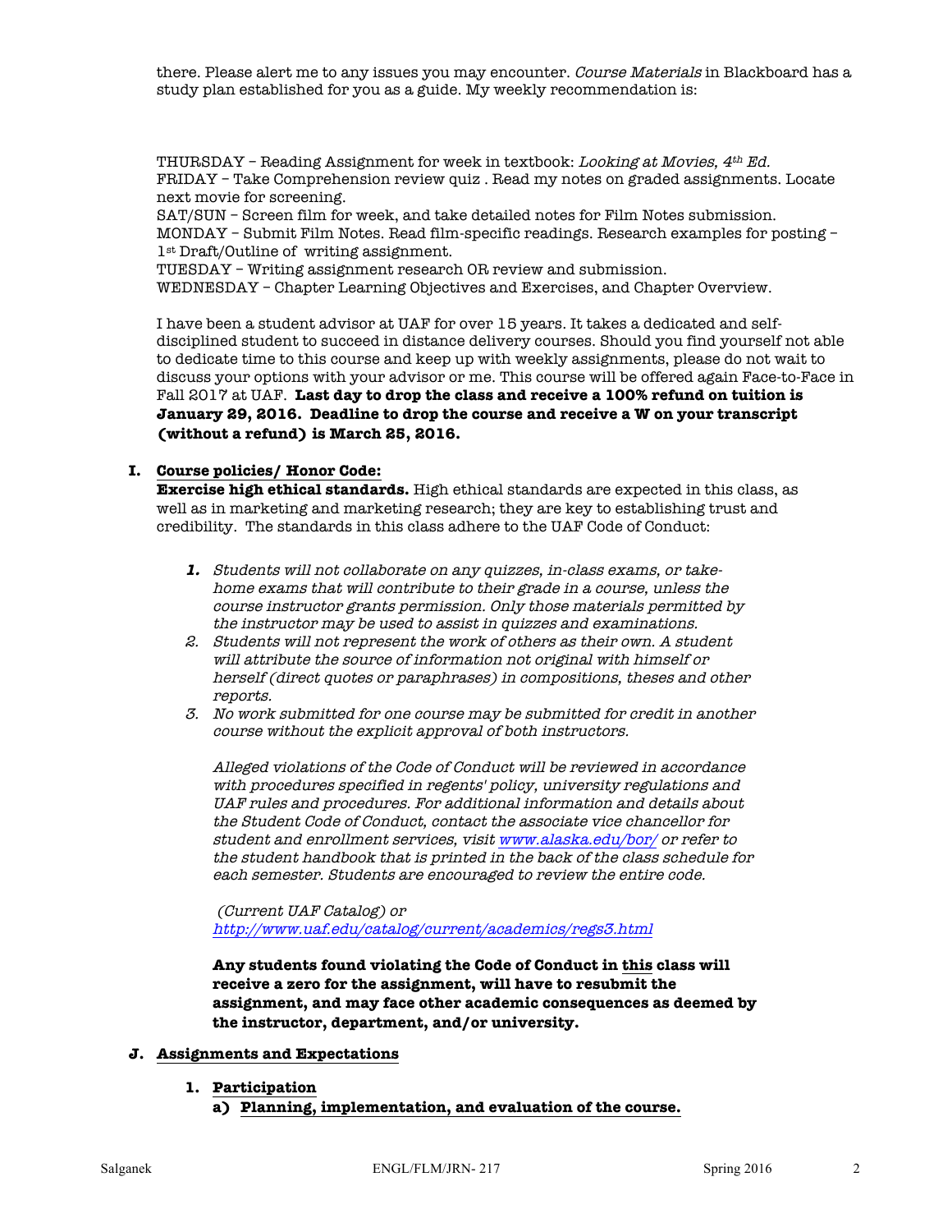there. Please alert me to any issues you may encounter. *Course Materials* in Blackboard has a study plan established for you as a guide. My weekly recommendation is:

THURSDAY – Reading Assignment for week in textbook: *Looking at Movies, 4th Ed.*
FRIDAY – Take Comprehension review quiz . Read my notes on graded assignments. Locate next movie for screening.
SAT/SUN – Screen film for week, and take detailed notes for Film Notes submission.
MONDAY – Submit Film Notes. Read film-specific readings. Research examples for posting – 1st Draft/Outline of writing assignment.
TUESDAY – Writing assignment research OR review and submission.
WEDNESDAY – Chapter Learning Objectives and Exercises, and Chapter Overview.

I have been a student advisor at UAF for over 15 years. It takes a dedicated and self-disciplined student to succeed in distance delivery courses. Should you find yourself not able to dedicate time to this course and keep up with weekly assignments, please do not wait to discuss your options with your advisor or me. This course will be offered again Face-to-Face in Fall 2017 at UAF. **Last day to drop the class and receive a 100% refund on tuition is January 29, 2016. Deadline to drop the course and receive a W on your transcript (without a refund) is March 25, 2016.**

## I. Course policies/ Honor Code:

**Exercise high ethical standards.** High ethical standards are expected in this class, as well as in marketing and marketing research; they are key to establishing trust and credibility. The standards in this class adhere to the UAF Code of Conduct:

1. *Students will not collaborate on any quizzes, in-class exams, or take-home exams that will contribute to their grade in a course, unless the course instructor grants permission. Only those materials permitted by the instructor may be used to assist in quizzes and examinations.*
2. *Students will not represent the work of others as their own. A student will attribute the source of information not original with himself or herself (direct quotes or paraphrases) in compositions, theses and other reports.*
3. *No work submitted for one course may be submitted for credit in another course without the explicit approval of both instructors.*

*Alleged violations of the Code of Conduct will be reviewed in accordance with procedures specified in regents' policy, university regulations and UAF rules and procedures. For additional information and details about the Student Code of Conduct, contact the associate vice chancellor for student and enrollment services, visit [www.alaska.edu/bor/](www.alaska.edu/bor/) or refer to the student handbook that is printed in the back of the class schedule for each semester. Students are encouraged to review the entire code.*

*(Current UAF Catalog) or [http://www.uaf.edu/catalog/current/academics/regs3.html](http://www.uaf.edu/catalog/current/academics/regs3.html)*

**Any students found violating the Code of Conduct in this class will receive a zero for the assignment, will have to resubmit the assignment, and may face other academic consequences as deemed by the instructor, department, and/or university.**

## J. Assignments and Expectations

### 1. Participation

#### a) Planning, implementation, and evaluation of the course.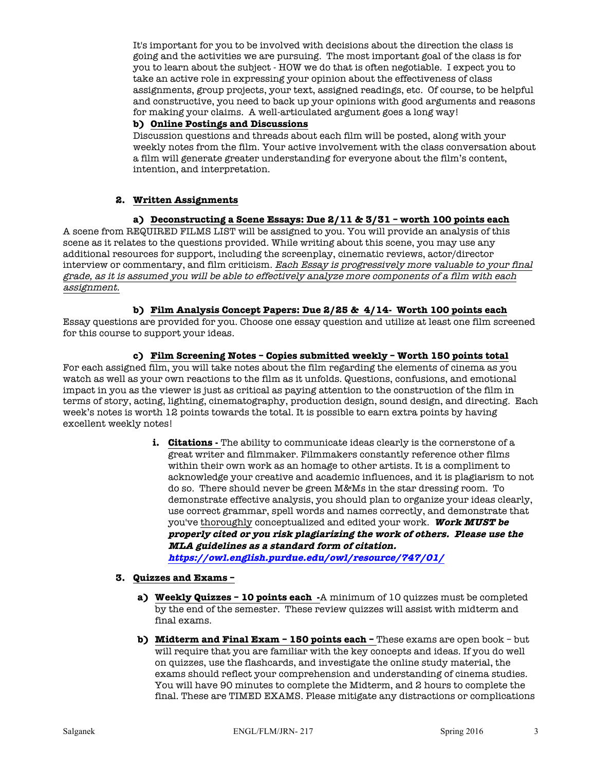It's important for you to be involved with decisions about the direction the class is going and the activities we are pursuing. The most important goal of the class is for you to learn about the subject - HOW we do that is often negotiable. I expect you to take an active role in expressing your opinion about the effectiveness of class assignments, group projects, your text, assigned readings, etc. Of course, to be helpful and constructive, you need to back up your opinions with good arguments and reasons for making your claims. A well-articulated argument goes a long way!

**b) Online Postings and Discussions**

Discussion questions and threads about each film will be posted, along with your weekly notes from the film. Your active involvement with the class conversation about a film will generate greater understanding for everyone about the film's content, intention, and interpretation.

## 2. Written Assignments

**a) Deconstructing a Scene Essays: Due 2/11 & 3/31 – worth 100 points each**

A scene from REQUIRED FILMS LIST will be assigned to you. You will provide an analysis of this scene as it relates to the questions provided. While writing about this scene, you may use any additional resources for support, including the screenplay, cinematic reviews, actor/director interview or commentary, and film criticism. *Each Essay is progressively more valuable to your final grade, as it is assumed you will be able to effectively analyze more components of a film with each assignment.*

**b) Film Analysis Concept Papers: Due 2/25 & 4/14- Worth 100 points each**

Essay questions are provided for you. Choose one essay question and utilize at least one film screened for this course to support your ideas.

**c) Film Screening Notes – Copies submitted weekly – Worth 150 points total**

For each assigned film, you will take notes about the film regarding the elements of cinema as you watch as well as your own reactions to the film as it unfolds. Questions, confusions, and emotional impact in you as the viewer is just as critical as paying attention to the construction of the film in terms of story, acting, lighting, cinematography, production design, sound design, and directing. Each week's notes is worth 12 points towards the total. It is possible to earn extra points by having excellent weekly notes!

i. **Citations -** The ability to communicate ideas clearly is the cornerstone of a great writer and filmmaker. Filmmakers constantly reference other films within their own work as an homage to other artists. It is a compliment to acknowledge your creative and academic influences, and it is plagiarism to not do so. There should never be green M&Ms in the star dressing room. To demonstrate effective analysis, you should plan to organize your ideas clearly, use correct grammar, spell words and names correctly, and demonstrate that you've thoroughly conceptualized and edited your work. ***Work MUST be properly cited or you risk plagiarizing the work of others. Please use the MLA guidelines as a standard form of citation.*** ***https://owl.english.purdue.edu/owl/resource/747/01/***

## 3. Quizzes and Exams –

**a) Weekly Quizzes – 10 points each -**A minimum of 10 quizzes must be completed by the end of the semester. These review quizzes will assist with midterm and final exams.

**b) Midterm and Final Exam – 150 points each –** These exams are open book – but will require that you are familiar with the key concepts and ideas. If you do well on quizzes, use the flashcards, and investigate the online study material, the exams should reflect your comprehension and understanding of cinema studies. You will have 90 minutes to complete the Midterm, and 2 hours to complete the final. These are TIMED EXAMS. Please mitigate any distractions or complications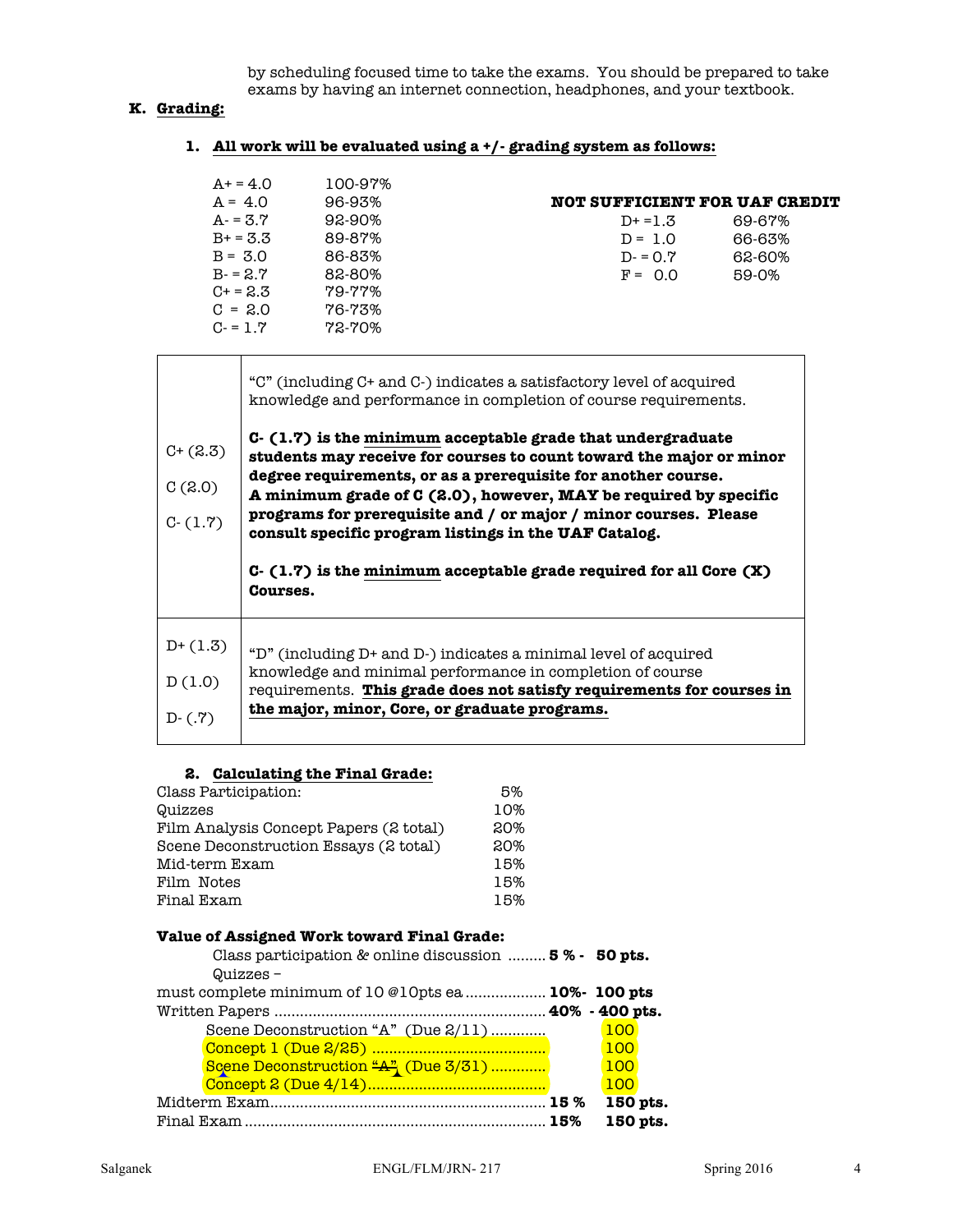by scheduling focused time to take the exams. You should be prepared to take exams by having an internet connection, headphones, and your textbook.

## K. Grading:

### 1. All work will be evaluated using a +/- grading system as follows:

| Grade | Range |
|---|---|
| A+ = 4.0 | 100-97% |
| A = 4.0 | 96-93% |
| A- = 3.7 | 92-90% |
| B+ = 3.3 | 89-87% |
| B = 3.0 | 86-83% |
| B- = 2.7 | 82-80% |
| C+ = 2.3 | 79-77% |
| C = 2.0 | 76-73% |
| C- = 1.7 | 72-70% |

**NOT SUFFICIENT FOR UAF CREDIT**

| Grade | Range |
|---|---|
| D+ =1.3 | 69-67% |
| D = 1.0 | 66-63% |
| D- = 0.7 | 62-60% |
| F = 0.0 | 59-0% |

| Grades | Description |
|---|---|
| C+ (2.3)<br>C (2.0)<br>C- (1.7) | "C" (including C+ and C-) indicates a satisfactory level of acquired knowledge and performance in completion of course requirements.<br><br>**C- (1.7) is the minimum acceptable grade that undergraduate students may receive for courses to count toward the major or minor degree requirements, or as a prerequisite for another course. A minimum grade of C (2.0), however, MAY be required by specific programs for prerequisite and / or major / minor courses. Please consult specific program listings in the UAF Catalog.**<br><br>**C- (1.7) is the minimum acceptable grade required for all Core (X) Courses.** |
| D+ (1.3)<br>D (1.0)<br>D- (.7) | "D" (including D+ and D-) indicates a minimal level of acquired knowledge and minimal performance in completion of course requirements. **This grade does not satisfy requirements for courses in the major, minor, Core, or graduate programs.** |

### 2. Calculating the Final Grade:

| | |
|---|---|
| Class Participation: | 5% |
| Quizzes | 10% |
| Film Analysis Concept Papers (2 total) | 20% |
| Scene Deconstruction Essays (2 total) | 20% |
| Mid-term Exam | 15% |
| Film Notes | 15% |
| Final Exam | 15% |

**Value of Assigned Work toward Final Grade:**

Class participation & online discussion ......... **5 % - 50 pts.**

Quizzes – must complete minimum of 10 @10pts ea .................. **10%- 100 pts**

Written Papers ............................................................... **40% - 400 pts.**

- Scene Deconstruction "A" (Due 2/11) ............ 100
- Concept 1 (Due 2/25) ........................................ 100
- Scene Deconstruction ~~"A"~~ (Due 3/31) ............ 100
- Concept 2 (Due 4/14)......................................... 100

Midterm Exam................................................................ **15 % 150 pts.**

Final Exam ..................................................................... **15% 150 pts.**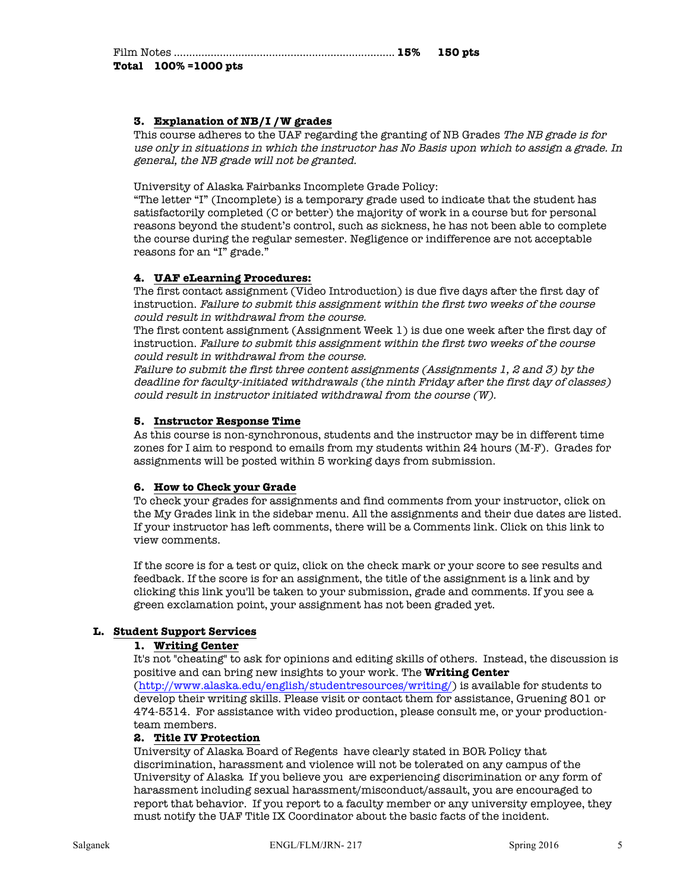Film Notes ........................................................................ **15%** **150 pts**
**Total 100% =1000 pts**

**3. Explanation of NB/I /W grades**

This course adheres to the UAF regarding the granting of NB Grades *The NB grade is for use only in situations in which the instructor has No Basis upon which to assign a grade. In general, the NB grade will not be granted.*

University of Alaska Fairbanks Incomplete Grade Policy:
"The letter "I" (Incomplete) is a temporary grade used to indicate that the student has satisfactorily completed (C or better) the majority of work in a course but for personal reasons beyond the student's control, such as sickness, he has not been able to complete the course during the regular semester. Negligence or indifference are not acceptable reasons for an "I" grade."

**4. UAF eLearning Procedures:**

The first contact assignment (Video Introduction) is due five days after the first day of instruction. *Failure to submit this assignment within the first two weeks of the course could result in withdrawal from the course.*
The first content assignment (Assignment Week 1) is due one week after the first day of instruction. *Failure to submit this assignment within the first two weeks of the course could result in withdrawal from the course.*
*Failure to submit the first three content assignments (Assignments 1, 2 and 3) by the deadline for faculty-initiated withdrawals (the ninth Friday after the first day of classes) could result in instructor initiated withdrawal from the course (W).*

**5. Instructor Response Time**

As this course is non-synchronous, students and the instructor may be in different time zones for I aim to respond to emails from my students within 24 hours (M-F). Grades for assignments will be posted within 5 working days from submission.

**6. How to Check your Grade**

To check your grades for assignments and find comments from your instructor, click on the My Grades link in the sidebar menu. All the assignments and their due dates are listed. If your instructor has left comments, there will be a Comments link. Click on this link to view comments.

If the score is for a test or quiz, click on the check mark or your score to see results and feedback. If the score is for an assignment, the title of the assignment is a link and by clicking this link you'll be taken to your submission, grade and comments. If you see a green exclamation point, your assignment has not been graded yet.

**L. Student Support Services**

**1. Writing Center**

It's not "cheating" to ask for opinions and editing skills of others. Instead, the discussion is positive and can bring new insights to your work. The **Writing Center** (http://www.alaska.edu/english/studentresources/writing/) is available for students to develop their writing skills. Please visit or contact them for assistance, Gruening 801 or 474-5314. For assistance with video production, please consult me, or your production-team members.

**2. Title IV Protection**

University of Alaska Board of Regents have clearly stated in BOR Policy that discrimination, harassment and violence will not be tolerated on any campus of the University of Alaska If you believe you are experiencing discrimination or any form of harassment including sexual harassment/misconduct/assault, you are encouraged to report that behavior. If you report to a faculty member or any university employee, they must notify the UAF Title IX Coordinator about the basic facts of the incident.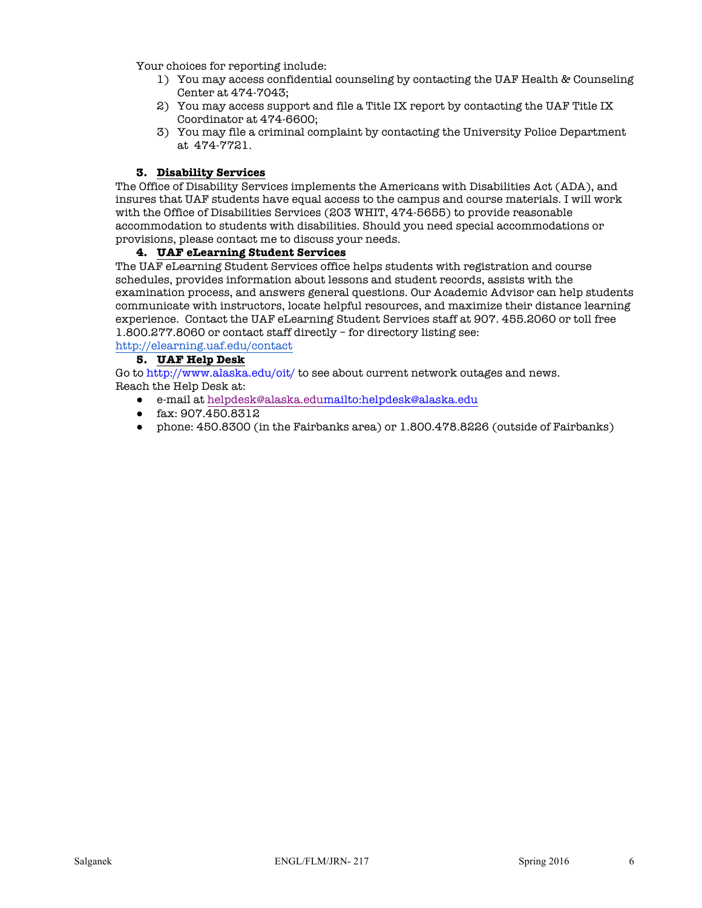Your choices for reporting include:

1) You may access confidential counseling by contacting the UAF Health & Counseling Center at 474-7043;
2) You may access support and file a Title IX report by contacting the UAF Title IX Coordinator at 474-6600;
3) You may file a criminal complaint by contacting the University Police Department at 474-7721.

### 3. Disability Services

The Office of Disability Services implements the Americans with Disabilities Act (ADA), and insures that UAF students have equal access to the campus and course materials. I will work with the Office of Disabilities Services (203 WHIT, 474-5655) to provide reasonable accommodation to students with disabilities. Should you need special accommodations or provisions, please contact me to discuss your needs.

### 4. UAF eLearning Student Services

The UAF eLearning Student Services office helps students with registration and course schedules, provides information about lessons and student records, assists with the examination process, and answers general questions. Our Academic Advisor can help students communicate with instructors, locate helpful resources, and maximize their distance learning experience. Contact the UAF eLearning Student Services staff at 907. 455.2060 or toll free 1.800.277.8060 or contact staff directly – for directory listing see: http://elearning.uaf.edu/contact

### 5. UAF Help Desk

Go to http://www.alaska.edu/oit/ to see about current network outages and news. Reach the Help Desk at:

- e-mail at helpdesk@alaska.edumailto:helpdesk@alaska.edu
- fax: 907.450.8312
- phone: 450.8300 (in the Fairbanks area) or 1.800.478.8226 (outside of Fairbanks)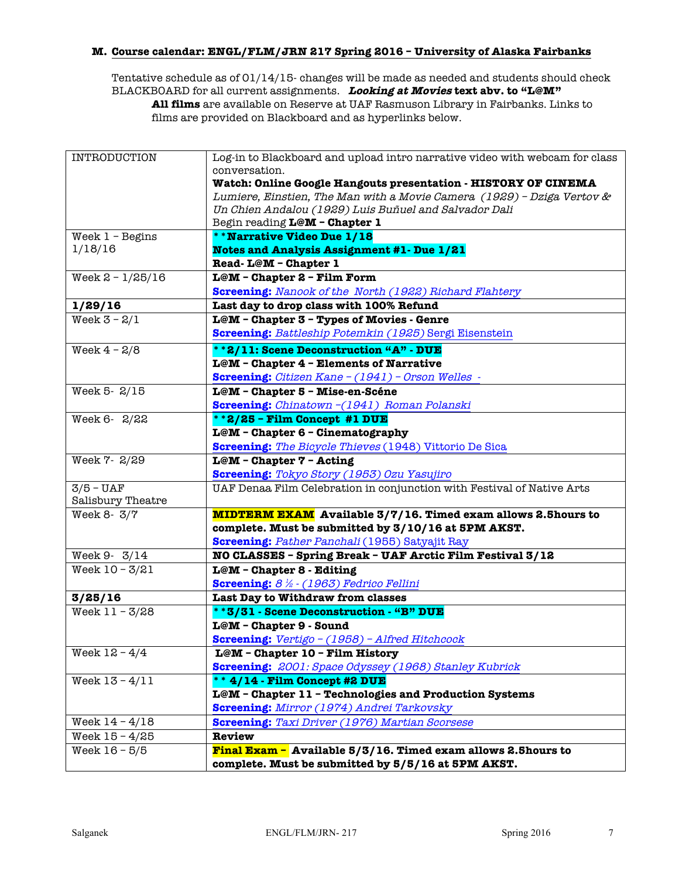## M. Course calendar: ENGL/FLM/JRN 217 Spring 2016 – University of Alaska Fairbanks

Tentative schedule as of 01/14/15- changes will be made as needed and students should check BLACKBOARD for all current assignments. ***Looking at Movies*** **text abv. to "L@M"**

**All films** are available on Reserve at UAF Rasmuson Library in Fairbanks. Links to films are provided on Blackboard and as hyperlinks below.

| | |
|---|---|
| INTRODUCTION | Log-in to Blackboard and upload intro narrative video with webcam for class conversation.<br>**Watch: Online Google Hangouts presentation - HISTORY OF CINEMA**<br>*Lumiere, Einstien, The Man with a Movie Camera (1929) – Dziga Vertov & Un Chien Andalou (1929) Luis Buñuel and Salvador Dali*<br>Begin reading **L@M – Chapter 1** |
| Week 1 – Begins 1/18/16 | **\*\*Narrative Video Due 1/18**<br>**Notes and Analysis Assignment #1- Due 1/21**<br>**Read- L@M – Chapter 1** |
| Week 2 – 1/25/16 | **L@M – Chapter 2 – Film Form**<br>**Screening:** *Nanook of the North (1922) Richard Flahtery* |
| **1/29/16** | **Last day to drop class with 100% Refund** |
| Week 3 – 2/1 | **L@M – Chapter 3 – Types of Movies - Genre**<br>**Screening:** *Battleship Potemkin (1925)* Sergi Eisenstein |
| Week 4 – 2/8 | **\*\*2/11: Scene Deconstruction "A" - DUE**<br>**L@M – Chapter 4 – Elements of Narrative**<br>**Screening:** *Citizen Kane – (1941) – Orson Welles -* |
| Week 5- 2/15 | **L@M – Chapter 5 – Mise-en-Scéne**<br>**Screening:** *Chinatown –(1941) Roman Polanski* |
| Week 6- 2/22 | **\*\*2/25 – Film Concept #1 DUE**<br>**L@M – Chapter 6 – Cinematography**<br>**Screening:** *The Bicycle Thieves* (1948) Vittorio De Sica |
| Week 7- 2/29 | **L@M – Chapter 7 – Acting**<br>**Screening:** *Tokyo Story (1953) Ozu Yasujiro* |
| 3/5 – UAF Salisbury Theatre | UAF Denaa Film Celebration in conjunction with Festival of Native Arts |
| Week 8- 3/7 | **MIDTERM EXAM Available 3/7/16. Timed exam allows 2.5hours to complete. Must be submitted by 3/10/16 at 5PM AKST.**<br>**Screening:** *Pather Panchali* (1955) Satyajit Ray |
| Week 9- 3/14 | **NO CLASSES – Spring Break – UAF Arctic Film Festival 3/12** |
| Week 10 – 3/21 | **L@M – Chapter 8 - Editing**<br>**Screening:** *8 ½ - (1963) Fedrico Fellini* |
| **3/25/16** | **Last Day to Withdraw from classes** |
| Week 11 – 3/28 | **\*\*3/31 - Scene Deconstruction - "B" DUE**<br>**L@M – Chapter 9 - Sound**<br>**Screening:** *Vertigo – (1958) – Alfred Hitchcock* |
| Week 12 – 4/4 | **L@M – Chapter 10 – Film History**<br>**Screening:** *2001: Space Odyssey (1968) Stanley Kubrick* |
| Week 13 – 4/11 | **\*\* 4/14 - Film Concept #2 DUE**<br>**L@M – Chapter 11 – Technologies and Production Systems**<br>**Screening:** *Mirror (1974) Andrei Tarkovsky* |
| Week 14 – 4/18 | **Screening:** *Taxi Driver (1976) Martian Scorsese* |
| Week 15 – 4/25 | **Review** |
| Week 16 – 5/5 | **Final Exam – Available 5/3/16. Timed exam allows 2.5hours to complete. Must be submitted by 5/5/16 at 5PM AKST.** |